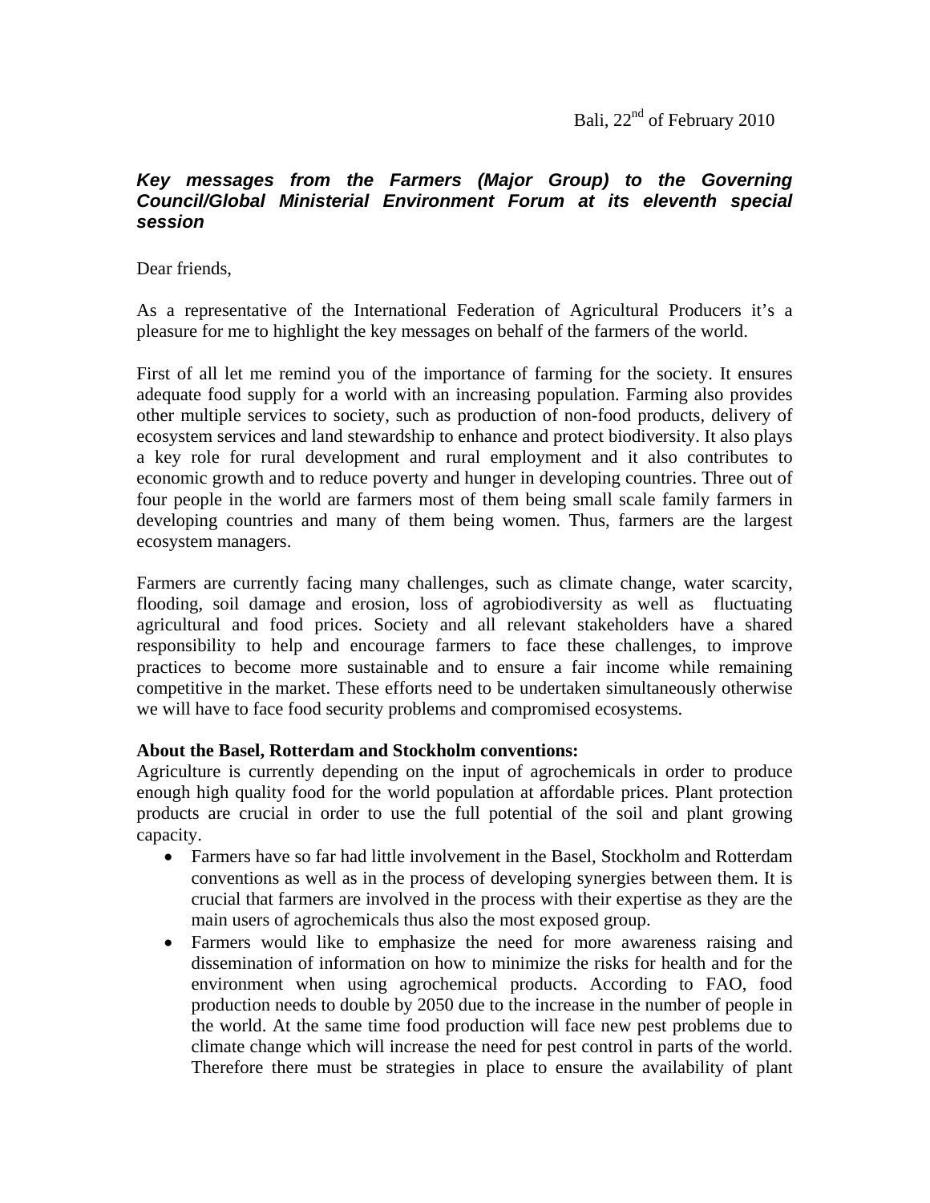Bali, 22nd of February 2010

***Key messages from the Farmers (Major Group) to the Governing Council/Global Ministerial Environment Forum at its eleventh special session***

Dear friends,

As a representative of the International Federation of Agricultural Producers it's a pleasure for me to highlight the key messages on behalf of the farmers of the world.

First of all let me remind you of the importance of farming for the society. It ensures adequate food supply for a world with an increasing population. Farming also provides other multiple services to society, such as production of non-food products, delivery of ecosystem services and land stewardship to enhance and protect biodiversity. It also plays a key role for rural development and rural employment and it also contributes to economic growth and to reduce poverty and hunger in developing countries. Three out of four people in the world are farmers most of them being small scale family farmers in developing countries and many of them being women. Thus, farmers are the largest ecosystem managers.

Farmers are currently facing many challenges, such as climate change, water scarcity, flooding, soil damage and erosion, loss of agrobiodiversity as well as fluctuating agricultural and food prices. Society and all relevant stakeholders have a shared responsibility to help and encourage farmers to face these challenges, to improve practices to become more sustainable and to ensure a fair income while remaining competitive in the market. These efforts need to be undertaken simultaneously otherwise we will have to face food security problems and compromised ecosystems.

**About the Basel, Rotterdam and Stockholm conventions:**

Agriculture is currently depending on the input of agrochemicals in order to produce enough high quality food for the world population at affordable prices. Plant protection products are crucial in order to use the full potential of the soil and plant growing capacity.

- Farmers have so far had little involvement in the Basel, Stockholm and Rotterdam conventions as well as in the process of developing synergies between them. It is crucial that farmers are involved in the process with their expertise as they are the main users of agrochemicals thus also the most exposed group.
- Farmers would like to emphasize the need for more awareness raising and dissemination of information on how to minimize the risks for health and for the environment when using agrochemical products. According to FAO, food production needs to double by 2050 due to the increase in the number of people in the world. At the same time food production will face new pest problems due to climate change which will increase the need for pest control in parts of the world. Therefore there must be strategies in place to ensure the availability of plant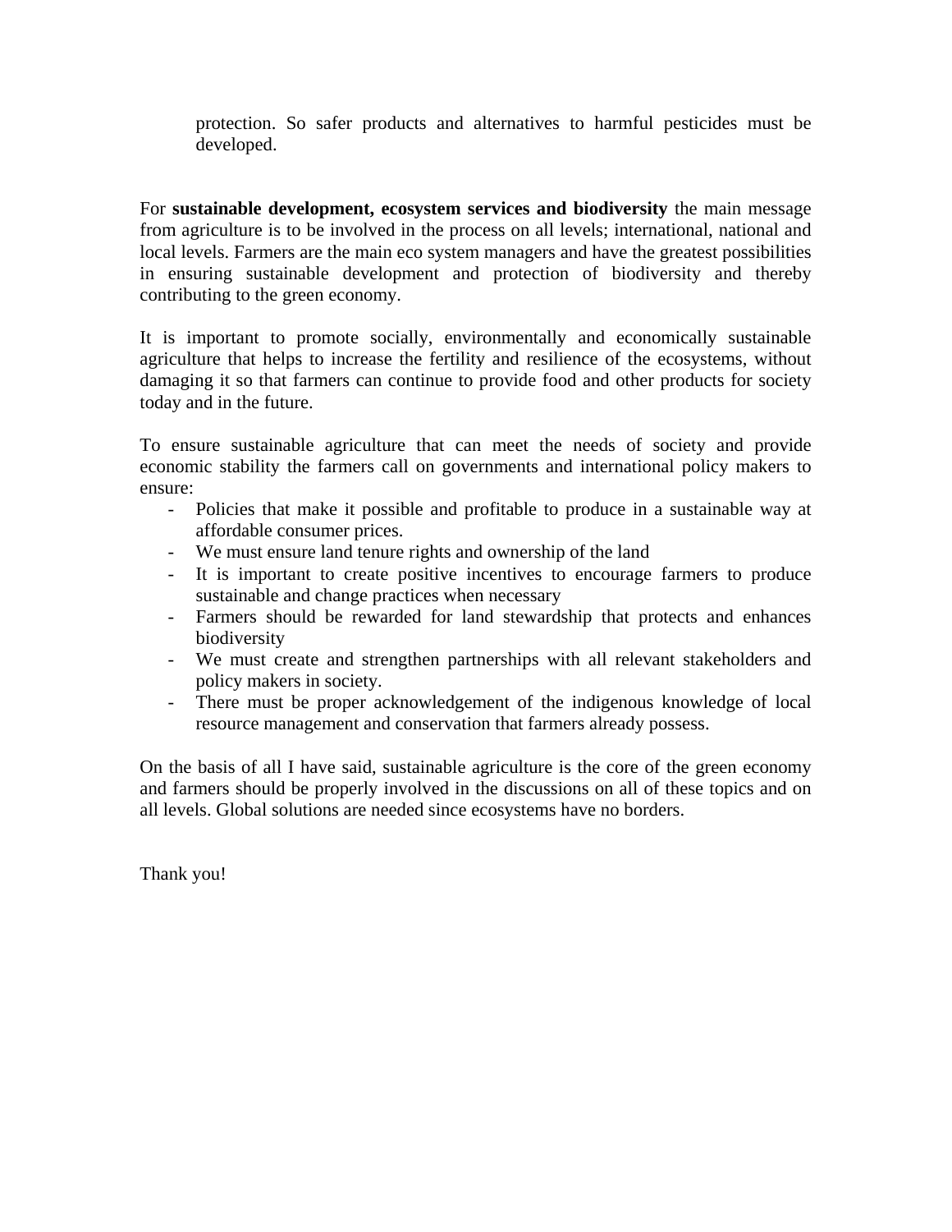protection. So safer products and alternatives to harmful pesticides must be developed.

For **sustainable development, ecosystem services and biodiversity** the main message from agriculture is to be involved in the process on all levels; international, national and local levels. Farmers are the main eco system managers and have the greatest possibilities in ensuring sustainable development and protection of biodiversity and thereby contributing to the green economy.

It is important to promote socially, environmentally and economically sustainable agriculture that helps to increase the fertility and resilience of the ecosystems, without damaging it so that farmers can continue to provide food and other products for society today and in the future.

To ensure sustainable agriculture that can meet the needs of society and provide economic stability the farmers call on governments and international policy makers to ensure:

- Policies that make it possible and profitable to produce in a sustainable way at affordable consumer prices.
- We must ensure land tenure rights and ownership of the land
- It is important to create positive incentives to encourage farmers to produce sustainable and change practices when necessary
- Farmers should be rewarded for land stewardship that protects and enhances biodiversity
- We must create and strengthen partnerships with all relevant stakeholders and policy makers in society.
- There must be proper acknowledgement of the indigenous knowledge of local resource management and conservation that farmers already possess.

On the basis of all I have said, sustainable agriculture is the core of the green economy and farmers should be properly involved in the discussions on all of these topics and on all levels. Global solutions are needed since ecosystems have no borders.

Thank you!